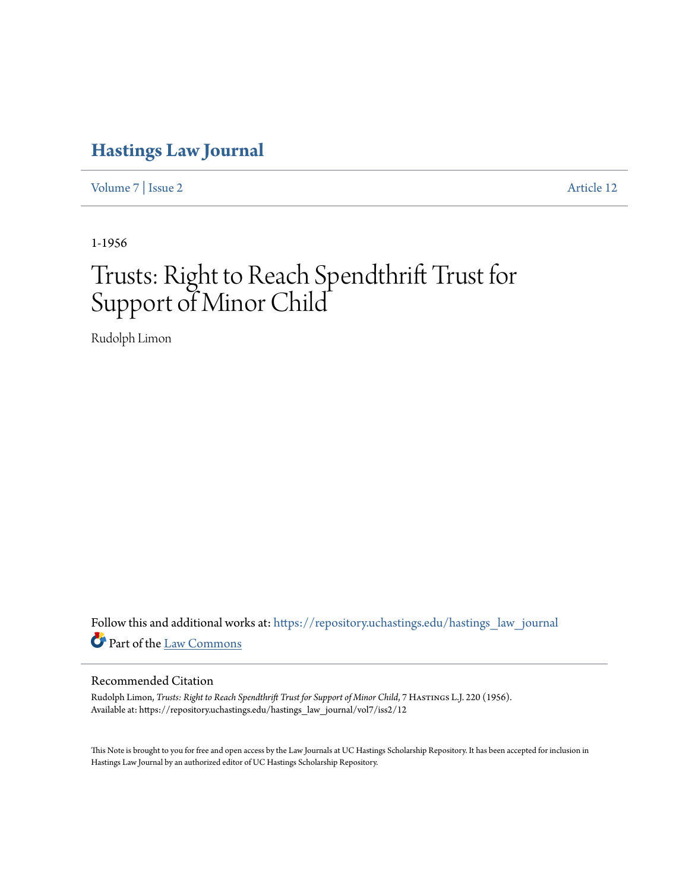# Hastings Law Journal

Volume 7 | Issue 2 Article 12

1-1956

# Trusts: Right to Reach Spendthrift Trust for Support of Minor Child

Rudolph Limon

Follow this and additional works at: https://repository.uchastings.edu/hastings_law_journal

Part of the Law Commons

## Recommended Citation

Rudolph Limon, *Trusts: Right to Reach Spendthrift Trust for Support of Minor Child*, 7 Hastings L.J. 220 (1956).
Available at: https://repository.uchastings.edu/hastings_law_journal/vol7/iss2/12

This Note is brought to you for free and open access by the Law Journals at UC Hastings Scholarship Repository. It has been accepted for inclusion in Hastings Law Journal by an authorized editor of UC Hastings Scholarship Repository.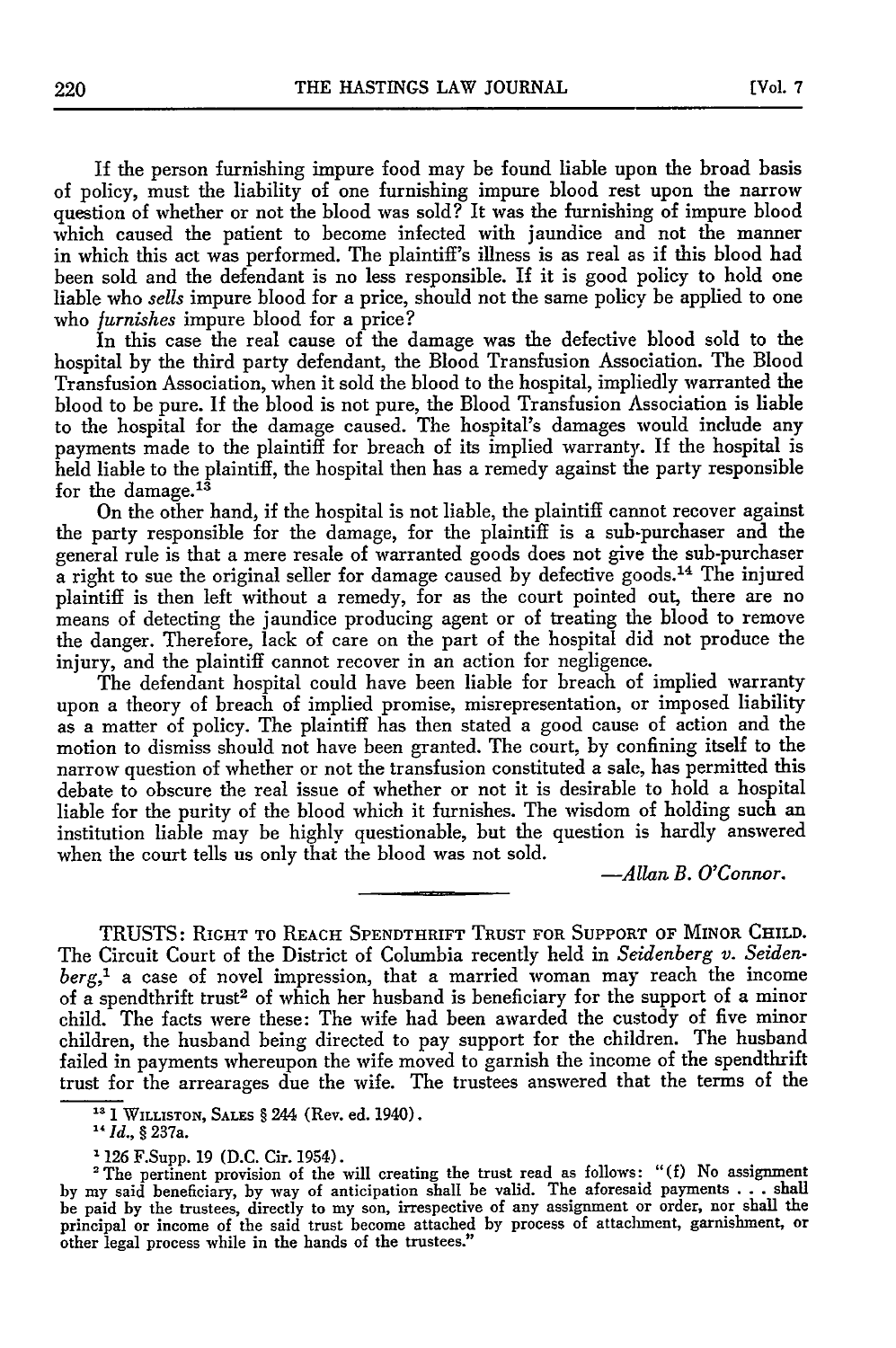If the person furnishing impure food may be found liable upon the broad basis of policy, must the liability of one furnishing impure blood rest upon the narrow question of whether or not the blood was sold? It was the furnishing of impure blood which caused the patient to become infected with jaundice and not the manner in which this act was performed. The plaintiff's illness is as real as if this blood had been sold and the defendant is no less responsible. If it is good policy to hold one liable who *sells* impure blood for a price, should not the same policy be applied to one who *furnishes* impure blood for a price?

In this case the real cause of the damage was the defective blood sold to the hospital by the third party defendant, the Blood Transfusion Association. The Blood Transfusion Association, when it sold the blood to the hospital, impliedly warranted the blood to be pure. If the blood is not pure, the Blood Transfusion Association is liable to the hospital for the damage caused. The hospital's damages would include any payments made to the plaintiff for breach of its implied warranty. If the hospital is held liable to the plaintiff, the hospital then has a remedy against the party responsible for the damage.[13]

On the other hand, if the hospital is not liable, the plaintiff cannot recover against the party responsible for the damage, for the plaintiff is a sub-purchaser and the general rule is that a mere resale of warranted goods does not give the sub-purchaser a right to sue the original seller for damage caused by defective goods.[14] The injured plaintiff is then left without a remedy, for as the court pointed out, there are no means of detecting the jaundice producing agent or of treating the blood to remove the danger. Therefore, lack of care on the part of the hospital did not produce the injury, and the plaintiff cannot recover in an action for negligence.

The defendant hospital could have been liable for breach of implied warranty upon a theory of breach of implied promise, misrepresentation, or imposed liability as a matter of policy. The plaintiff has then stated a good cause of action and the motion to dismiss should not have been granted. The court, by confining itself to the narrow question of whether or not the transfusion constituted a sale, has permitted this debate to obscure the real issue of whether or not it is desirable to hold a hospital liable for the purity of the blood which it furnishes. The wisdom of holding such an institution liable may be highly questionable, but the question is hardly answered when the court tells us only that the blood was not sold.

*—Allan B. O'Connor.*

---

TRUSTS: RIGHT TO REACH SPENDTHRIFT TRUST FOR SUPPORT OF MINOR CHILD. The Circuit Court of the District of Columbia recently held in *Seidenberg v. Seidenberg*,[1] a case of novel impression, that a married woman may reach the income of a spendthrift trust[2] of which her husband is beneficiary for the support of a minor child. The facts were these: The wife had been awarded the custody of five minor children, the husband being directed to pay support for the children. The husband failed in payments whereupon the wife moved to garnish the income of the spendthrift trust for the arrearages due the wife. The trustees answered that the terms of the

---

[13] 1 WILLISTON, SALES § 244 (Rev. ed. 1940).

[14] *Id.*, § 237a.

[1] 126 F.Supp. 19 (D.C. Cir. 1954).

[2] The pertinent provision of the will creating the trust read as follows: "(f) No assignment by my said beneficiary, by way of anticipation shall be valid. The aforesaid payments . . . shall be paid by the trustees, directly to my son, irrespective of any assignment or order, nor shall the principal or income of the said trust become attached by process of attachment, garnishment, or other legal process while in the hands of the trustees."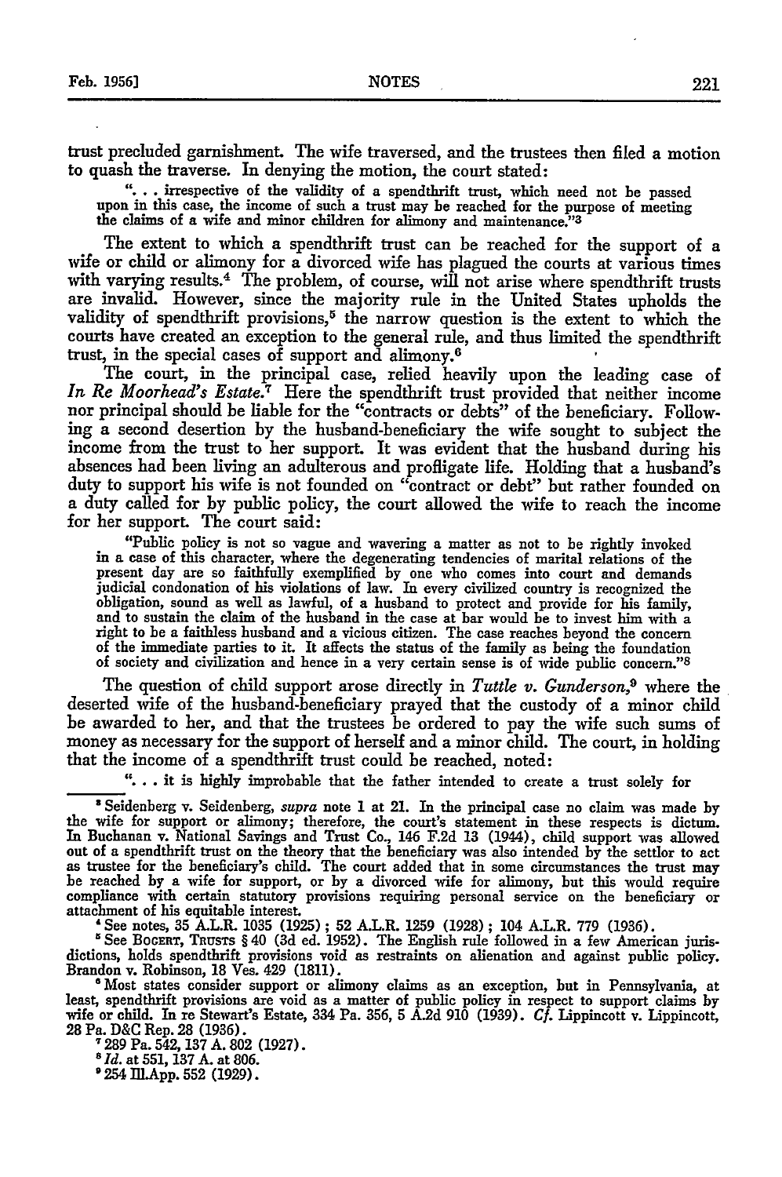trust precluded garnishment. The wife traversed, and the trustees then filed a motion to quash the traverse. In denying the motion, the court stated:

> ". . . irrespective of the validity of a spendthrift trust, which need not be passed upon in this case, the income of such a trust may be reached for the purpose of meeting the claims of a wife and minor children for alimony and maintenance."[3]

The extent to which a spendthrift trust can be reached for the support of a wife or child or alimony for a divorced wife has plagued the courts at various times with varying results.[4] The problem, of course, will not arise where spendthrift trusts are invalid. However, since the majority rule in the United States upholds the validity of spendthrift provisions,[5] the narrow question is the extent to which the courts have created an exception to the general rule, and thus limited the spendthrift trust, in the special cases of support and alimony.[6]

The court, in the principal case, relied heavily upon the leading case of *In Re Moorhead's Estate*.[7] Here the spendthrift trust provided that neither income nor principal should be liable for the "contracts or debts" of the beneficiary. Following a second desertion by the husband-beneficiary the wife sought to subject the income from the trust to her support. It was evident that the husband during his absences had been living an adulterous and profligate life. Holding that a husband's duty to support his wife is not founded on "contract or debt" but rather founded on a duty called for by public policy, the court allowed the wife to reach the income for her support. The court said:

> "Public policy is not so vague and wavering a matter as not to be rightly invoked in a case of this character, where the degenerating tendencies of marital relations of the present day are so faithfully exemplified by one who comes into court and demands judicial condonation of his violations of law. In every civilized country is recognized the obligation, sound as well as lawful, of a husband to protect and provide for his family, and to sustain the claim of the husband in the case at bar would be to invest him with a right to be a faithless husband and a vicious citizen. The case reaches beyond the concern of the immediate parties to it. It affects the status of the family as being the foundation of society and civilization and hence in a very certain sense is of wide public concern."[8]

The question of child support arose directly in *Tuttle v. Gunderson*,[9] where the deserted wife of the husband-beneficiary prayed that the custody of a minor child be awarded to her, and that the trustees be ordered to pay the wife such sums of money as necessary for the support of herself and a minor child. The court, in holding that the income of a spendthrift trust could be reached, noted:

> ". . . it is highly improbable that the father intended to create a trust solely for

---

[3] Seidenberg v. Seidenberg, *supra* note 1 at 21. In the principal case no claim was made by the wife for support or alimony; therefore, the court's statement in these respects is dictum. In Buchanan v. National Savings and Trust Co., 146 F.2d 13 (1944), child support was allowed out of a spendthrift trust on the theory that the beneficiary was also intended by the settlor to act as trustee for the beneficiary's child. The court added that in some circumstances the trust may be reached by a wife for support, or by a divorced wife for alimony, but this would require compliance with certain statutory provisions requiring personal service on the beneficiary or attachment of his equitable interest.

[4] See notes, 35 A.L.R. 1035 (1925); 52 A.L.R. 1259 (1928); 104 A.L.R. 779 (1936).

[5] See BOGERT, TRUSTS § 40 (3d ed. 1952). The English rule followed in a few American jurisdictions, holds spendthrift provisions void as restraints on alienation and against public policy. Brandon v. Robinson, 18 Ves. 429 (1811).

[6] Most states consider support or alimony claims as an exception, but in Pennsylvania, at least, spendthrift provisions are void as a matter of public policy in respect to support claims by wife or child. In re Stewart's Estate, 334 Pa. 356, 5 A.2d 910 (1939). *Cf.* Lippincott v. Lippincott, 28 Pa. D&C Rep. 28 (1936).

[7] 289 Pa. 542, 137 A. 802 (1927).

[8] *Id.* at 551, 137 A. at 806.

[9] 254 Ill.App. 552 (1929).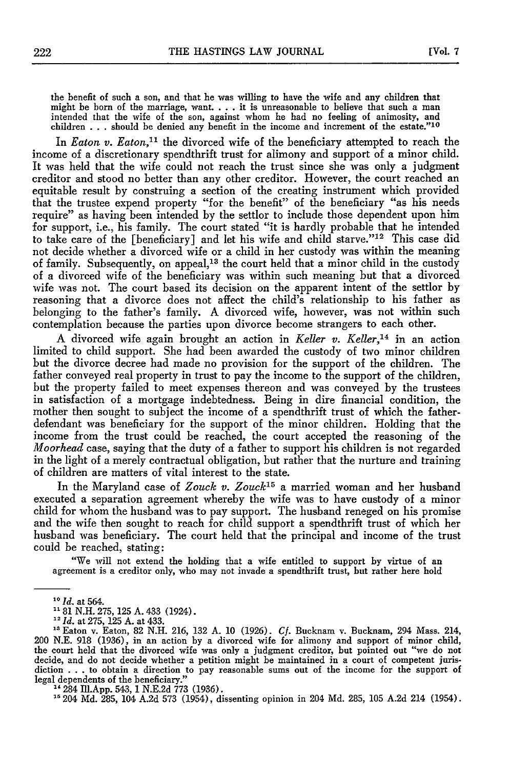> the benefit of such a son, and that he was willing to have the wife and any children that might be born of the marriage, want. . . . it is unreasonable to believe that such a man intended that the wife of the son, against whom he had no feeling of animosity, and children . . . should be denied any benefit in the income and increment of the estate."[10]

In *Eaton v. Eaton*,[11] the divorced wife of the beneficiary attempted to reach the income of a discretionary spendthrift trust for alimony and support of a minor child. It was held that the wife could not reach the trust since she was only a judgment creditor and stood no better than any other creditor. However, the court reached an equitable result by construing a section of the creating instrument which provided that the trustee expend property "for the benefit" of the beneficiary "as his needs require" as having been intended by the settlor to include those dependent upon him for support, i.e., his family. The court stated "it is hardly probable that he intended to take care of the [beneficiary] and let his wife and child starve."[12] This case did not decide whether a divorced wife or a child in her custody was within the meaning of family. Subsequently, on appeal,[13] the court held that a minor child in the custody of a divorced wife of the beneficiary was within such meaning but that a divorced wife was not. The court based its decision on the apparent intent of the settlor by reasoning that a divorce does not affect the child's relationship to his father as belonging to the father's family. A divorced wife, however, was not within such contemplation because the parties upon divorce become strangers to each other.

A divorced wife again brought an action in *Keller v. Keller*,[14] in an action limited to child support. She had been awarded the custody of two minor children but the divorce decree had made no provision for the support of the children. The father conveyed real property in trust to pay the income to the support of the children, but the property failed to meet expenses thereon and was conveyed by the trustees in satisfaction of a mortgage indebtedness. Being in dire financial condition, the mother then sought to subject the income of a spendthrift trust of which the father-defendant was beneficiary for the support of the minor children. Holding that the income from the trust could be reached, the court accepted the reasoning of the *Moorhead* case, saying that the duty of a father to support his children is not regarded in the light of a merely contractual obligation, but rather that the nurture and training of children are matters of vital interest to the state.

In the Maryland case of *Zouck v. Zouck*[15] a married woman and her husband executed a separation agreement whereby the wife was to have custody of a minor child for whom the husband was to pay support. The husband reneged on his promise and the wife then sought to reach for child support a spendthrift trust of which her husband was beneficiary. The court held that the principal and income of the trust could be reached, stating:

> "We will not extend the holding that a wife entitled to support by virtue of an agreement is a creditor only, who may not invade a spendthrift trust, but rather here hold

---

[10] *Id.* at 564.

[11] 81 N.H. 275, 125 A. 433 (1924).

[12] *Id.* at 275, 125 A. at 433.

[13] Eaton v. Eaton, 82 N.H. 216, 132 A. 10 (1926). *Cf.* Bucknam v. Bucknam, 294 Mass. 214, 200 N.E. 918 (1936), in an action by a divorced wife for alimony and support of minor child, the court held that the divorced wife was only a judgment creditor, but pointed out "we do not decide, and do not decide whether a petition might be maintained in a court of competent jurisdiction . . . to obtain a direction to pay reasonable sums out of the income for the support of legal dependents of the beneficiary."

[14] 284 Ill.App. 543, 1 N.E.2d 773 (1936).

[15] 204 Md. 285, 104 A.2d 573 (1954), dissenting opinion in 204 Md. 285, 105 A.2d 214 (1954).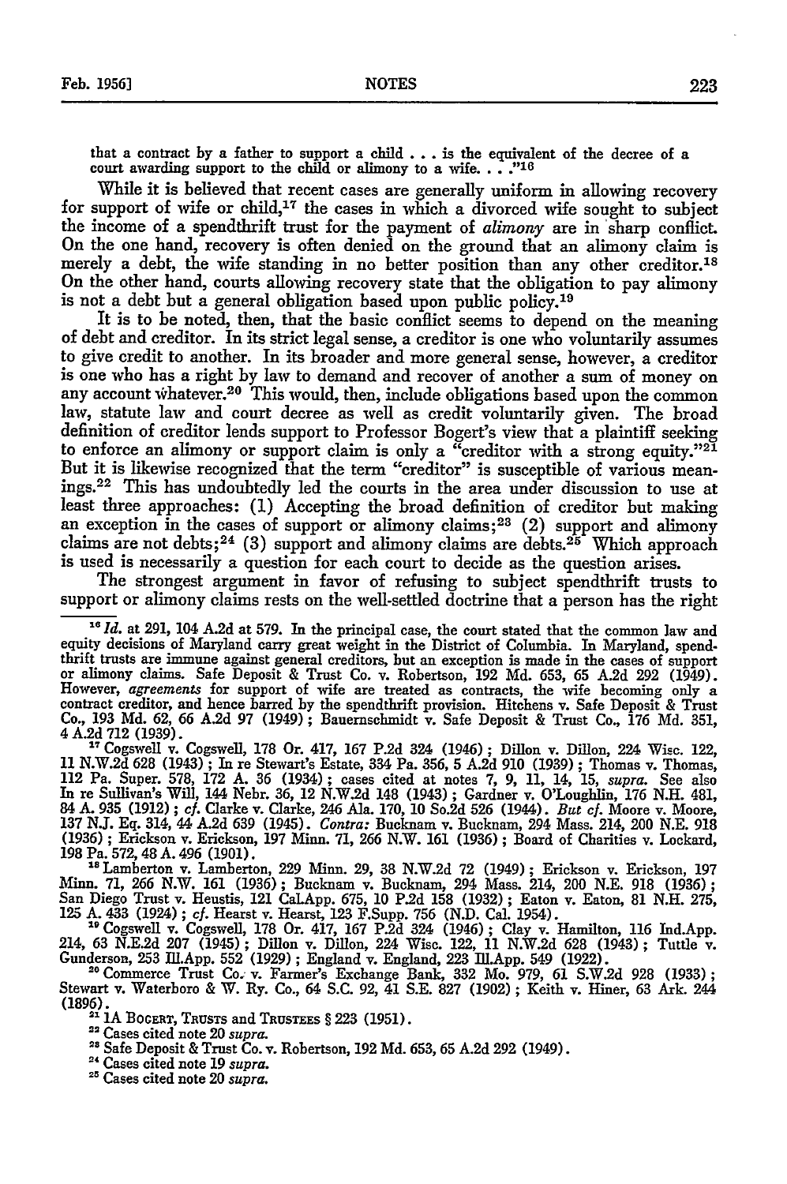that a contract by a father to support a child . . . is the equivalent of the decree of a court awarding support to the child or alimony to a wife. . . ."[16]

While it is believed that recent cases are generally uniform in allowing recovery for support of wife or child,[17] the cases in which a divorced wife sought to subject the income of a spendthrift trust for the payment of *alimony* are in sharp conflict. On the one hand, recovery is often denied on the ground that an alimony claim is merely a debt, the wife standing in no better position than any other creditor.[18] On the other hand, courts allowing recovery state that the obligation to pay alimony is not a debt but a general obligation based upon public policy.[19]

It is to be noted, then, that the basic conflict seems to depend on the meaning of debt and creditor. In its strict legal sense, a creditor is one who voluntarily assumes to give credit to another. In its broader and more general sense, however, a creditor is one who has a right by law to demand and recover of another a sum of money on any account whatever.[20] This would, then, include obligations based upon the common law, statute law and court decree as well as credit voluntarily given. The broad definition of creditor lends support to Professor Bogert's view that a plaintiff seeking to enforce an alimony or support claim is only a "creditor with a strong equity."[21] But it is likewise recognized that the term "creditor" is susceptible of various meanings.[22] This has undoubtedly led the courts in the area under discussion to use at least three approaches: (1) Accepting the broad definition of creditor but making an exception in the cases of support or alimony claims;[23] (2) support and alimony claims are not debts;[24] (3) support and alimony claims are debts.[25] Which approach is used is necessarily a question for each court to decide as the question arises.

The strongest argument in favor of refusing to subject spendthrift trusts to support or alimony claims rests on the well-settled doctrine that a person has the right

---

[16] *Id.* at 291, 104 A.2d at 579. In the principal case, the court stated that the common law and equity decisions of Maryland carry great weight in the District of Columbia. In Maryland, spendthrift trusts are immune against general creditors, but an exception is made in the cases of support or alimony claims. Safe Deposit & Trust Co. v. Robertson, 192 Md. 653, 65 A.2d 292 (1949). However, *agreements* for support of wife are treated as contracts, the wife becoming only a contract creditor, and hence barred by the spendthrift provision. Hitchens v. Safe Deposit & Trust Co., 193 Md. 62, 66 A.2d 97 (1949); Bauernschmidt v. Safe Deposit & Trust Co., 176 Md. 351, 4 A.2d 712 (1939).

[17] Cogswell v. Cogswell, 178 Or. 417, 167 P.2d 324 (1946); Dillon v. Dillon, 224 Wisc. 122, 11 N.W.2d 628 (1943); In re Stewart's Estate, 334 Pa. 356, 5 A.2d 910 (1939); Thomas v. Thomas, 112 Pa. Super. 578, 172 A. 36 (1934); cases cited at notes 7, 9, 11, 14, 15, *supra*. See also In re Sullivan's Will, 144 Nebr. 36, 12 N.W.2d 148 (1943); Gardner v. O'Loughlin, 176 N.H. 481, 84 A. 935 (1912); *cf.* Clarke v. Clarke, 246 Ala. 170, 10 So.2d 526 (1944). *But cf.* Moore v. Moore, 137 N.J. Eq. 314, 44 A.2d 639 (1945). *Contra:* Bucknam v. Bucknam, 294 Mass. 214, 200 N.E. 918 (1936); Erickson v. Erickson, 197 Minn. 71, 266 N.W. 161 (1936); Board of Charities v. Lockard, 198 Pa. 572, 48 A. 496 (1901).

[18] Lamberton v. Lamberton, 229 Minn. 29, 38 N.W.2d 72 (1949); Erickson v. Erickson, 197 Minn. 71, 266 N.W. 161 (1936); Bucknam v. Bucknam, 294 Mass. 214, 200 N.E. 918 (1936); San Diego Trust v. Heustis, 121 Cal.App. 675, 10 P.2d 158 (1932); Eaton v. Eaton, 81 N.H. 275, 125 A. 433 (1924); *cf.* Hearst v. Hearst, 123 F.Supp. 756 (N.D. Cal. 1954).

[19] Cogswell v. Cogswell, 178 Or. 417, 167 P.2d 324 (1946); Clay v. Hamilton, 116 Ind.App. 214, 63 N.E.2d 207 (1945); Dillon v. Dillon, 224 Wisc. 122, 11 N.W.2d 628 (1943); Tuttle v. Gunderson, 253 Ill.App. 552 (1929); England v. England, 223 Ill.App. 549 (1922).

[20] Commerce Trust Co. v. Farmer's Exchange Bank, 332 Mo. 979, 61 S.W.2d 928 (1933); Stewart v. Waterboro & W. Ry. Co., 64 S.C. 92, 41 S.E. 827 (1902); Keith v. Hiner, 63 Ark. 244 (1896).

[21] 1A Bogert, Trusts and Trustees § 223 (1951).

[22] Cases cited note 20 *supra*.

[23] Safe Deposit & Trust Co. v. Robertson, 192 Md. 653, 65 A.2d 292 (1949).

[24] Cases cited note 19 *supra*.

[25] Cases cited note 20 *supra*.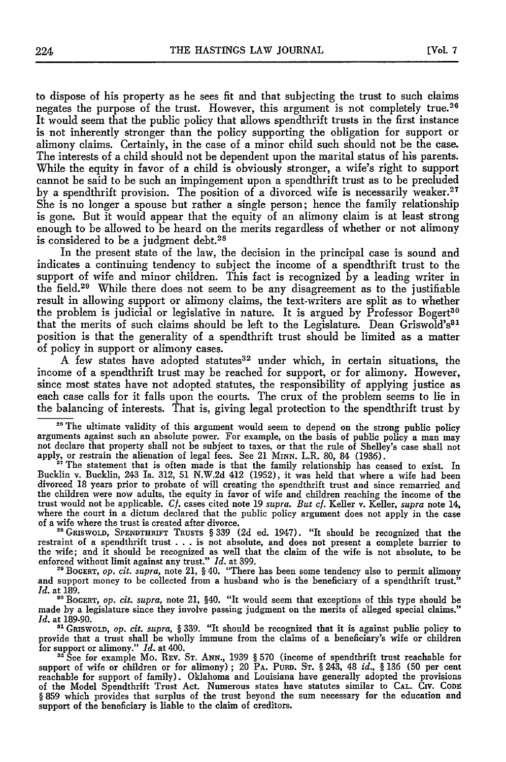to dispose of his property as he sees fit and that subjecting the trust to such claims negates the purpose of the trust. However, this argument is not completely true.[26] It would seem that the public policy that allows spendthrift trusts in the first instance is not inherently stronger than the policy supporting the obligation for support or alimony claims. Certainly, in the case of a minor child such should not be the case. The interests of a child should not be dependent upon the marital status of his parents. While the equity in favor of a child is obviously stronger, a wife's right to support cannot be said to be such an impingement upon a spendthrift trust as to be precluded by a spendthrift provision. The position of a divorced wife is necessarily weaker.[27] She is no longer a spouse but rather a single person; hence the family relationship is gone. But it would appear that the equity of an alimony claim is at least strong enough to be allowed to be heard on the merits regardless of whether or not alimony is considered to be a judgment debt.[28]

In the present state of the law, the decision in the principal case is sound and indicates a continuing tendency to subject the income of a spendthrift trust to the support of wife and minor children. This fact is recognized by a leading writer in the field.[29] While there does not seem to be any disagreement as to the justifiable result in allowing support or alimony claims, the text-writers are split as to whether the problem is judicial or legislative in nature. It is argued by Professor Bogert[30] that the merits of such claims should be left to the Legislature. Dean Griswold's[31] position is that the generality of a spendthrift trust should be limited as a matter of policy in support or alimony cases.

A few states have adopted statutes[32] under which, in certain situations, the income of a spendthrift trust may be reached for support, or for alimony. However, since most states have not adopted statutes, the responsibility of applying justice as each case calls for it falls upon the courts. The crux of the problem seems to lie in the balancing of interests. That is, giving legal protection to the spendthrift trust by

---

[26] The ultimate validity of this argument would seem to depend on the strong public policy arguments against such an absolute power. For example, on the basis of public policy a man may not declare that property shall not be subject to taxes, or that the rule of Shelley's case shall not apply, or restrain the alienation of legal fees. See 21 MINN. L.R. 80, 84 (1936).

[27] The statement that is often made is that the family relationship has ceased to exist. In Bucklin v. Bucklin, 243 Ia. 312, 51 N.W.2d 412 (1952), it was held that where a wife had been divorced 18 years prior to probate of will creating the spendthrift trust and since remarried and the children were now adults, the equity in favor of wife and children reaching the income of the trust would not be applicable. *Cf.* cases cited note 19 *supra*. *But cf.* Keller v. Keller, *supra* note 14, where the court in a dictum declared that the public policy argument does not apply in the case of a wife where the trust is created after divorce.

[28] GRISWOLD, SPENDTHRIFT TRUSTS § 339 (2d ed. 1947). "It should be recognized that the restraint of a spendthrift trust . . . is not absolute, and does not present a complete barrier to the wife; and it should be recognized as well that the claim of the wife is not absolute, to be enforced without limit against any trust." *Id.* at 399.

[29] BOGERT, *op. cit. supra*, note 21, § 40. "There has been some tendency also to permit alimony and support money to be collected from a husband who is the beneficiary of a spendthrift trust." *Id.* at 189.

[30] BOGERT, *op. cit. supra*, note 21, §40. "It would seem that exceptions of this type should be made by a legislature since they involve passing judgment on the merits of alleged special claims." *Id.* at 189-90.

[31] GRISWOLD, *op. cit. supra*, § 339. "It should be recognized that it is against public policy to provide that a trust shall be wholly immune from the claims of a beneficiary's wife or children for support or alimony." *Id.* at 400.

[32] See for example MO. REV. ST. ANN., 1939 § 570 (income of spendthrift trust reachable for support of wife or children or for alimony); 20 PA. PURD. ST. § 243, 48 *id.*, § 136 (50 per cent reachable for support of family). Oklahoma and Louisiana have generally adopted the provisions of the Model Spendthrift Trust Act. Numerous states have statutes similar to CAL. CIV. CODE § 859 which provides that surplus of the trust beyond the sum necessary for the education and support of the beneficiary is liable to the claim of creditors.